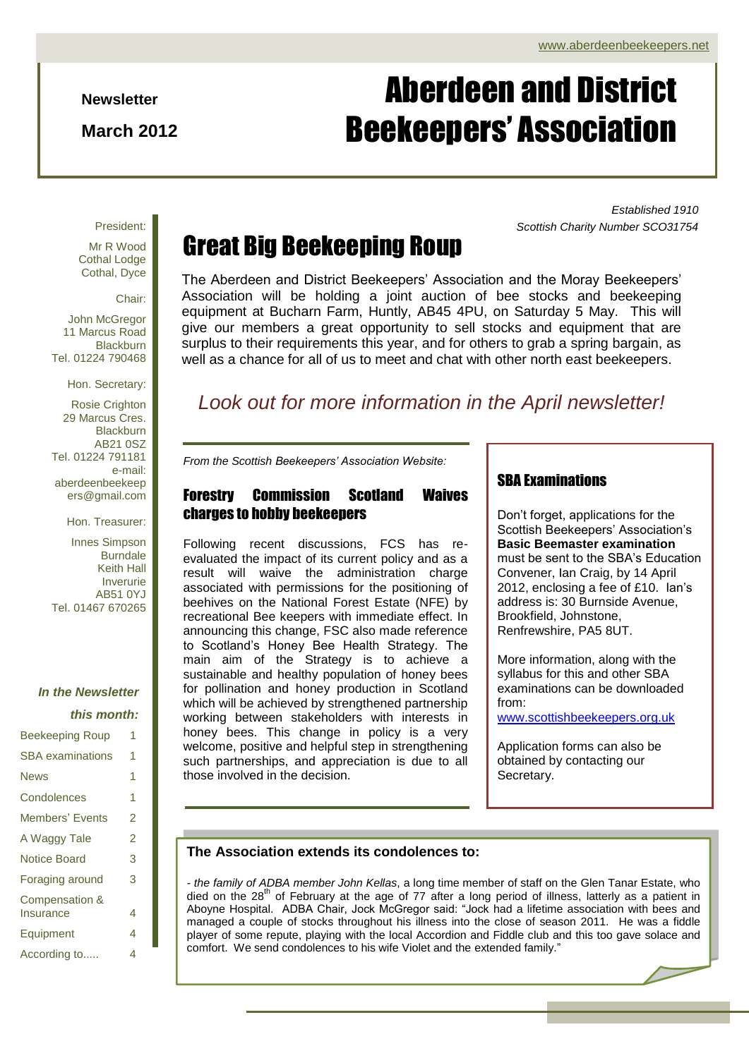www.aberdeenbeekeepers.net

**Newsletter**

**March 2012**

# Aberdeen and District Beekeepers' Association

*Established 1910*

*Scottish Charity Number SCO31754*

President:

Mr R Wood
Cothal Lodge
Cothal, Dyce

Chair:

John McGregor
11 Marcus Road
Blackburn
Tel. 01224 790468

Hon. Secretary:

Rosie Crighton
29 Marcus Cres.
Blackburn
AB21 0SZ
Tel. 01224 791181
e-mail:
aberdeenbeekeepers@gmail.com

Hon. Treasurer:

Innes Simpson
Burndale
Keith Hall
Inverurie
AB51 0YJ
Tel. 01467 670265

***In the Newsletter this month:***

| | |
|---|---|
| Beekeeping Roup | 1 |
| SBA examinations | 1 |
| News | 1 |
| Condolences | 1 |
| Members' Events | 2 |
| A Waggy Tale | 2 |
| Notice Board | 3 |
| Foraging around | 3 |
| Compensation & Insurance | 4 |
| Equipment | 4 |
| According to..... | 4 |

## Great Big Beekeeping Roup

The Aberdeen and District Beekeepers' Association and the Moray Beekeepers' Association will be holding a joint auction of bee stocks and beekeeping equipment at Bucharn Farm, Huntly, AB45 4PU, on Saturday 5 May. This will give our members a great opportunity to sell stocks and equipment that are surplus to their requirements this year, and for others to grab a spring bargain, as well as a chance for all of us to meet and chat with other north east beekeepers.

*Look out for more information in the April newsletter!*

*From the Scottish Beekeepers' Association Website:*

### Forestry Commission Scotland Waives charges to hobby beekeepers

Following recent discussions, FCS has re-evaluated the impact of its current policy and as a result will waive the administration charge associated with permissions for the positioning of beehives on the National Forest Estate (NFE) by recreational Bee keepers with immediate effect. In announcing this change, FSC also made reference to Scotland's Honey Bee Health Strategy. The main aim of the Strategy is to achieve a sustainable and healthy population of honey bees for pollination and honey production in Scotland which will be achieved by strengthened partnership working between stakeholders with interests in honey bees. This change in policy is a very welcome, positive and helpful step in strengthening such partnerships, and appreciation is due to all those involved in the decision.

### SBA Examinations

Don't forget, applications for the Scottish Beekeepers' Association's **Basic Beemaster examination** must be sent to the SBA's Education Convener, Ian Craig, by 14 April 2012, enclosing a fee of £10. Ian's address is: 30 Burnside Avenue, Brookfield, Johnstone, Renfrewshire, PA5 8UT.

More information, along with the syllabus for this and other SBA examinations can be downloaded from: www.scottishbeekeepers.org.uk

Application forms can also be obtained by contacting our Secretary.

### The Association extends its condolences to:

- *the family of ADBA member John Kellas*, a long time member of staff on the Glen Tanar Estate, who died on the 28th of February at the age of 77 after a long period of illness, latterly as a patient in Aboyne Hospital. ADBA Chair, Jock McGregor said: "Jock had a lifetime association with bees and managed a couple of stocks throughout his illness into the close of season 2011. He was a fiddle player of some repute, playing with the local Accordion and Fiddle club and this too gave solace and comfort. We send condolences to his wife Violet and the extended family."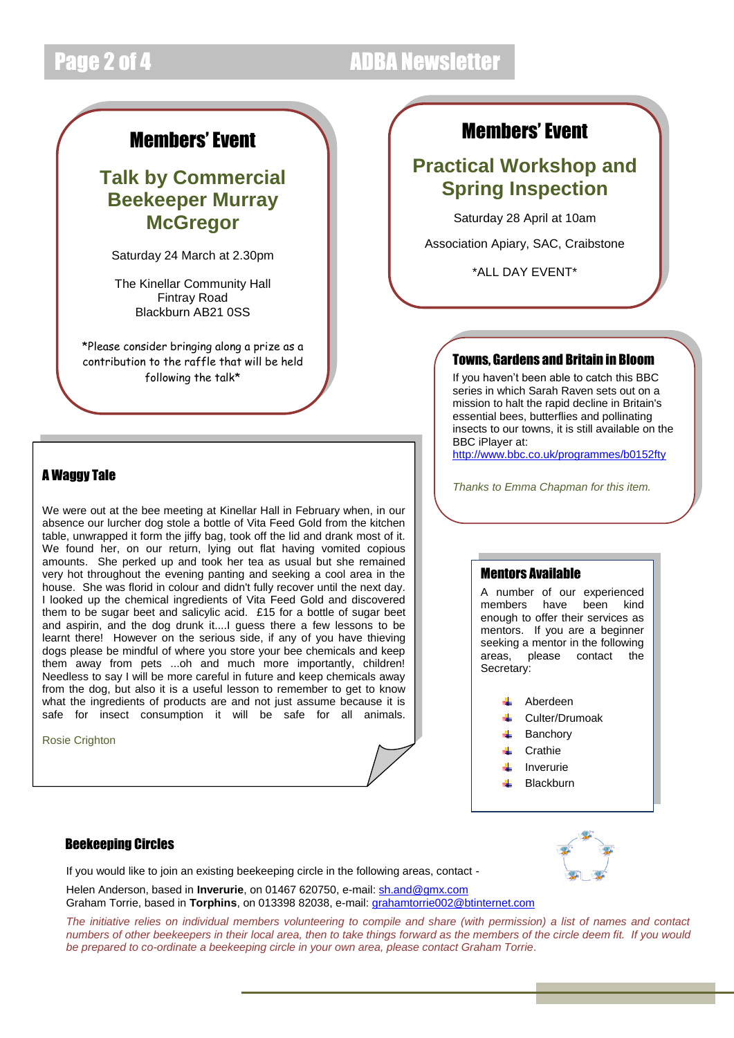## Members' Event

### Talk by Commercial Beekeeper Murray McGregor

Saturday 24 March at 2.30pm

The Kinellar Community Hall
Fintray Road
Blackburn AB21 0SS

*Please consider bringing along a prize as a contribution to the raffle that will be held following the talk*

## Members' Event

### Practical Workshop and Spring Inspection

Saturday 28 April at 10am

Association Apiary, SAC, Craibstone

*ALL DAY EVENT*

### Towns, Gardens and Britain in Bloom

If you haven't been able to catch this BBC series in which Sarah Raven sets out on a mission to halt the rapid decline in Britain's essential bees, butterflies and pollinating insects to our towns, it is still available on the BBC iPlayer at:
http://www.bbc.co.uk/programmes/b0152fty

*Thanks to Emma Chapman for this item.*

### A Waggy Tale

We were out at the bee meeting at Kinellar Hall in February when, in our absence our lurcher dog stole a bottle of Vita Feed Gold from the kitchen table, unwrapped it form the jiffy bag, took off the lid and drank most of it. We found her, on our return, lying out flat having vomited copious amounts. She perked up and took her tea as usual but she remained very hot throughout the evening panting and seeking a cool area in the house. She was florid in colour and didn't fully recover until the next day. I looked up the chemical ingredients of Vita Feed Gold and discovered them to be sugar beet and salicylic acid. £15 for a bottle of sugar beet and aspirin, and the dog drunk it....I guess there a few lessons to be learnt there! However on the serious side, if any of you have thieving dogs please be mindful of where you store your bee chemicals and keep them away from pets ...oh and much more importantly, children! Needless to say I will be more careful in future and keep chemicals away from the dog, but also it is a useful lesson to remember to get to know what the ingredients of products are and not just assume because it is safe for insect consumption it will be safe for all animals.

Rosie Crighton

### Mentors Available

A number of our experienced members have been kind enough to offer their services as mentors. If you are a beginner seeking a mentor in the following areas, please contact the Secretary:

- Aberdeen
- Culter/Drumoak
- Banchory
- Crathie
- Inverurie
- Blackburn

### Beekeeping Circles

If you would like to join an existing beekeeping circle in the following areas, contact -

Helen Anderson, based in **Inverurie**, on 01467 620750, e-mail: sh.and@gmx.com
Graham Torrie, based in **Torphins**, on 013398 82038, e-mail: grahamtorrie002@btinternet.com

*The initiative relies on individual members volunteering to compile and share (with permission) a list of names and contact numbers of other beekeepers in their local area, then to take things forward as the members of the circle deem fit. If you would be prepared to co-ordinate a beekeeping circle in your own area, please contact Graham Torrie.*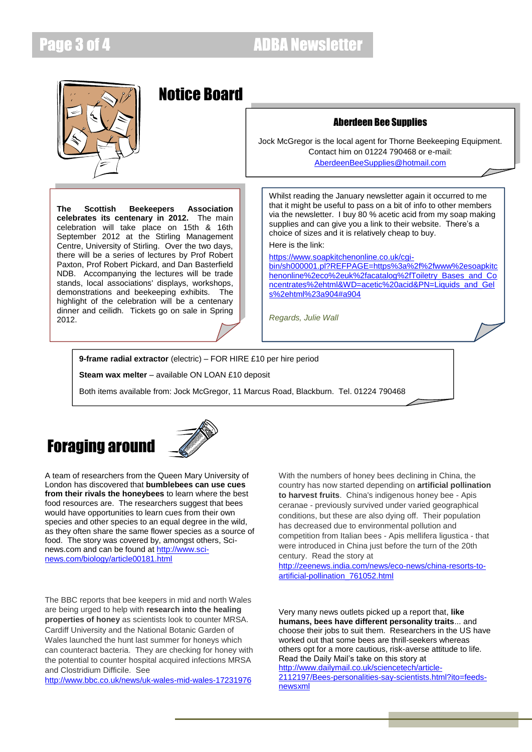# Notice Board

### Aberdeen Bee Supplies

Jock McGregor is the local agent for Thorne Beekeeping Equipment. Contact him on 01224 790468 or e-mail: AberdeenBeeSupplies@hotmail.com

**The Scottish Beekeepers Association celebrates its centenary in 2012.** The main celebration will take place on 15th & 16th September 2012 at the Stirling Management Centre, University of Stirling. Over the two days, there will be a series of lectures by Prof Robert Paxton, Prof Robert Pickard, and Dan Basterfield NDB. Accompanying the lectures will be trade stands, local associations' displays, workshops, demonstrations and beekeeping exhibits. The highlight of the celebration will be a centenary dinner and ceilidh. Tickets go on sale in Spring 2012.

Whilst reading the January newsletter again it occurred to me that it might be useful to pass on a bit of info to other members via the newsletter. I buy 80 % acetic acid from my soap making supplies and can give you a link to their website. There's a choice of sizes and it is relatively cheap to buy.

Here is the link:

https://www.soapkitchenonline.co.uk/cgi-bin/sh000001.pl?REFPAGE=https%3a%2f%2fwww%2esoapkitchenonline%2eco%2euk%2facatalog%2fToiletry_Bases_and_Concentrates%2ehtml&WD=acetic%20acid&PN=Liquids_and_Gels%2ehtml%23a904#a904

*Regards, Julie Wall*

**9-frame radial extractor** (electric) – FOR HIRE £10 per hire period

**Steam wax melter** – available ON LOAN £10 deposit

Both items available from: Jock McGregor, 11 Marcus Road, Blackburn. Tel. 01224 790468

# Foraging around

A team of researchers from the Queen Mary University of London has discovered that **bumblebees can use cues from their rivals the honeybees** to learn where the best food resources are. The researchers suggest that bees would have opportunities to learn cues from their own species and other species to an equal degree in the wild, as they often share the same flower species as a source of food. The story was covered by, amongst others, Sci-news.com and can be found at http://www.sci-news.com/biology/article00181.html

The BBC reports that bee keepers in mid and north Wales are being urged to help with **research into the healing properties of honey** as scientists look to counter MRSA. Cardiff University and the National Botanic Garden of Wales launched the hunt last summer for honeys which can counteract bacteria. They are checking for honey with the potential to counter hospital acquired infections MRSA and Clostridium Difficile. See http://www.bbc.co.uk/news/uk-wales-mid-wales-17231976

With the numbers of honey bees declining in China, the country has now started depending on **artificial pollination to harvest fruits**. China's indigenous honey bee - Apis ceranae - previously survived under varied geographical conditions, but these are also dying off. Their population has decreased due to environmental pollution and competition from Italian bees - Apis mellifera ligustica - that were introduced in China just before the turn of the 20th century. Read the story at http://zeenews.india.com/news/eco-news/china-resorts-to-artificial-pollination_761052.html

Very many news outlets picked up a report that, **like humans, bees have different personality traits**... and choose their jobs to suit them. Researchers in the US have worked out that some bees are thrill-seekers whereas others opt for a more cautious, risk-averse attitude to life. Read the Daily Mail's take on this story at http://www.dailymail.co.uk/sciencetech/article-2112197/Bees-personalities-say-scientists.html?ito=feeds-newsxml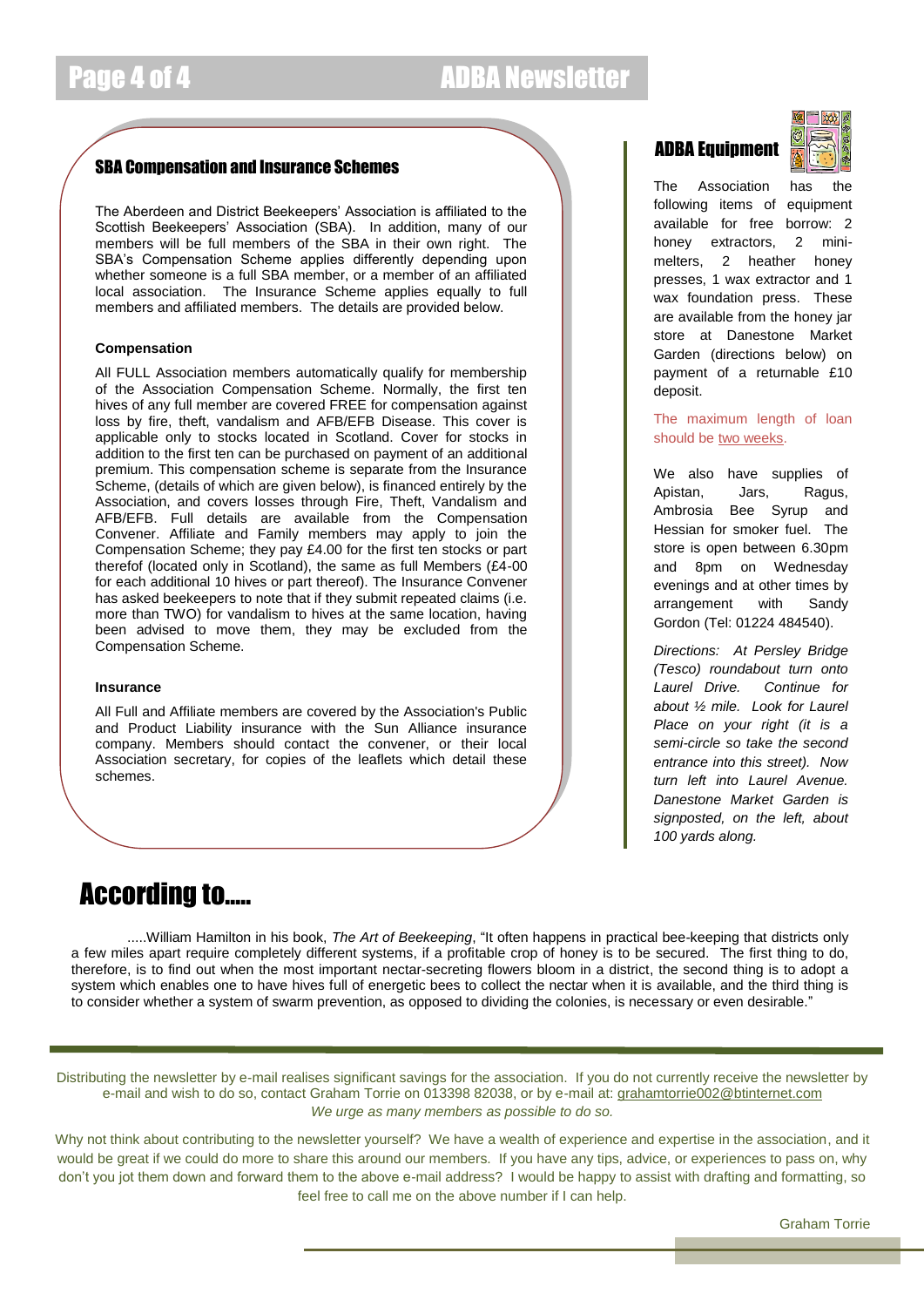## SBA Compensation and Insurance Schemes

The Aberdeen and District Beekeepers' Association is affiliated to the Scottish Beekeepers' Association (SBA). In addition, many of our members will be full members of the SBA in their own right. The SBA's Compensation Scheme applies differently depending upon whether someone is a full SBA member, or a member of an affiliated local association. The Insurance Scheme applies equally to full members and affiliated members. The details are provided below.

**Compensation**

All FULL Association members automatically qualify for membership of the Association Compensation Scheme. Normally, the first ten hives of any full member are covered FREE for compensation against loss by fire, theft, vandalism and AFB/EFB Disease. This cover is applicable only to stocks located in Scotland. Cover for stocks in addition to the first ten can be purchased on payment of an additional premium. This compensation scheme is separate from the Insurance Scheme, (details of which are given below), is financed entirely by the Association, and covers losses through Fire, Theft, Vandalism and AFB/EFB. Full details are available from the Compensation Convener. Affiliate and Family members may apply to join the Compensation Scheme; they pay £4.00 for the first ten stocks or part therefof (located only in Scotland), the same as full Members (£4-00 for each additional 10 hives or part thereof). The Insurance Convener has asked beekeepers to note that if they submit repeated claims (i.e. more than TWO) for vandalism to hives at the same location, having been advised to move them, they may be excluded from the Compensation Scheme.

**Insurance**

All Full and Affiliate members are covered by the Association's Public and Product Liability insurance with the Sun Alliance insurance company. Members should contact the convener, or their local Association secretary, for copies of the leaflets which detail these schemes.

## ADBA Equipment

The Association has the following items of equipment available for free borrow: 2 honey extractors, 2 mini-melters, 2 heather honey presses, 1 wax extractor and 1 wax foundation press. These are available from the honey jar store at Danestone Market Garden (directions below) on payment of a returnable £10 deposit.

The maximum length of loan should be two weeks.

We also have supplies of Apistan, Jars, Ragus, Ambrosia Bee Syrup and Hessian for smoker fuel. The store is open between 6.30pm and 8pm on Wednesday evenings and at other times by arrangement with Sandy Gordon (Tel: 01224 484540).

*Directions: At Persley Bridge (Tesco) roundabout turn onto Laurel Drive. Continue for about ½ mile. Look for Laurel Place on your right (it is a semi-circle so take the second entrance into this street). Now turn left into Laurel Avenue. Danestone Market Garden is signposted, on the left, about 100 yards along.*

# According to.....

.....William Hamilton in his book, *The Art of Beekeeping*, "It often happens in practical bee-keeping that districts only a few miles apart require completely different systems, if a profitable crop of honey is to be secured. The first thing to do, therefore, is to find out when the most important nectar-secreting flowers bloom in a district, the second thing is to adopt a system which enables one to have hives full of energetic bees to collect the nectar when it is available, and the third thing is to consider whether a system of swarm prevention, as opposed to dividing the colonies, is necessary or even desirable."

Distributing the newsletter by e-mail realises significant savings for the association. If you do not currently receive the newsletter by e-mail and wish to do so, contact Graham Torrie on 013398 82038, or by e-mail at: grahamtorrie002@btinternet.com
*We urge as many members as possible to do so.*

Why not think about contributing to the newsletter yourself? We have a wealth of experience and expertise in the association, and it would be great if we could do more to share this around our members. If you have any tips, advice, or experiences to pass on, why don't you jot them down and forward them to the above e-mail address? I would be happy to assist with drafting and formatting, so feel free to call me on the above number if I can help.

Graham Torrie